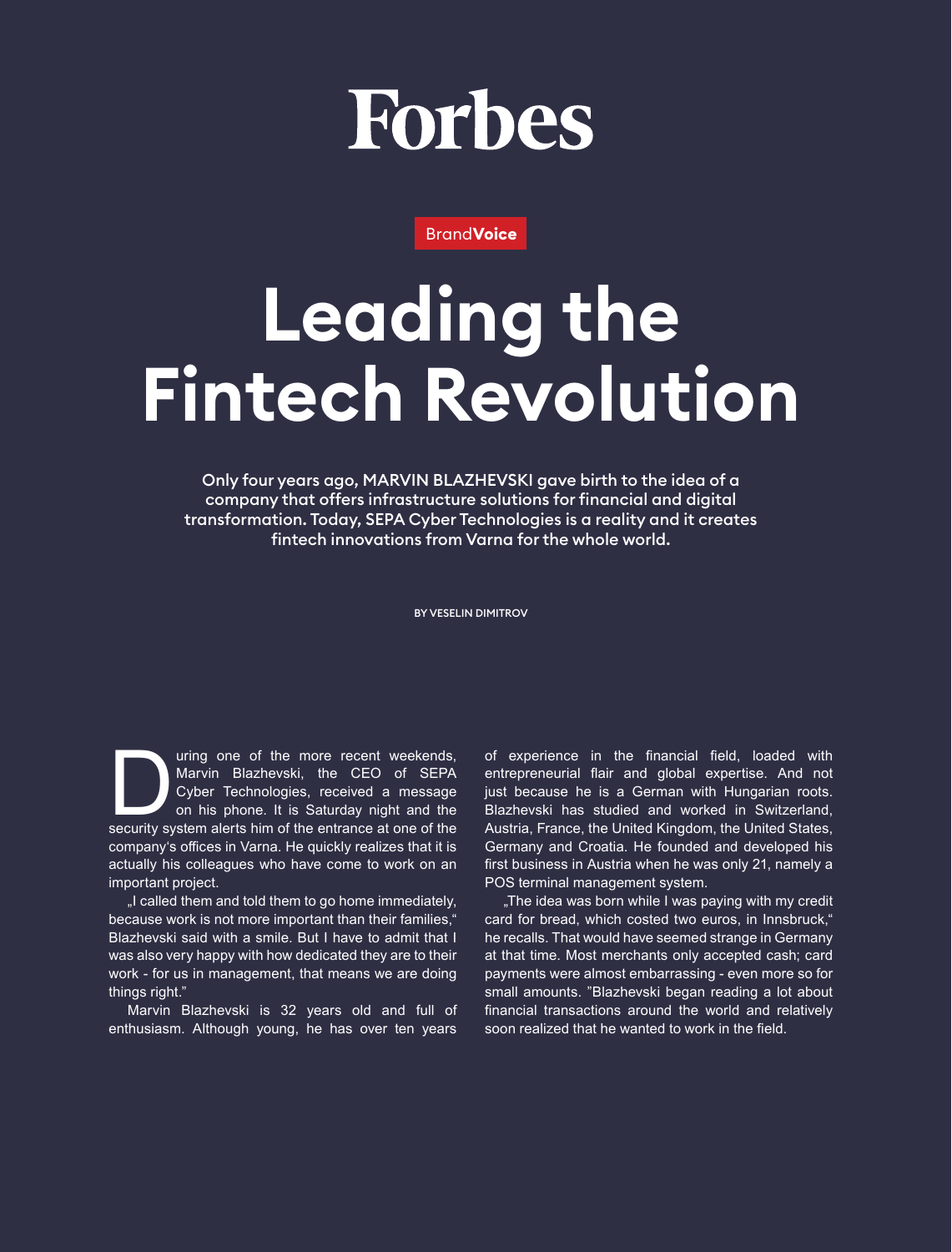Forbes

BrandVoice

# Leading the Fintech Revolution

**Only four years ago, MARVIN BLAZHEVSKI gave birth to the idea of a company that offers infrastructure solutions for financial and digital transformation. Today, SEPA Cyber Technologies is a reality and it creates fintech innovations from Varna for the whole world.**

BY VESELIN DIMITROV

During one of the more recent weekends, Marvin Blazhevski, the CEO of SEPA Cyber Technologies, received a message on his phone. It is Saturday night and the security system alerts him of the entrance at one of the company's offices in Varna. He quickly realizes that it is actually his colleagues who have come to work on an important project.

„I called them and told them to go home immediately, because work is not more important than their families," Blazhevski said with a smile. But I have to admit that I was also very happy with how dedicated they are to their work - for us in management, that means we are doing things right."

Marvin Blazhevski is 32 years old and full of enthusiasm. Although young, he has over ten years of experience in the financial field, loaded with entrepreneurial flair and global expertise. And not just because he is a German with Hungarian roots. Blazhevski has studied and worked in Switzerland, Austria, France, the United Kingdom, the United States, Germany and Croatia. He founded and developed his first business in Austria when he was only 21, namely a POS terminal management system.

„The idea was born while I was paying with my credit card for bread, which costed two euros, in Innsbruck," he recalls. That would have seemed strange in Germany at that time. Most merchants only accepted cash; card payments were almost embarrassing - even more so for small amounts. "Blazhevski began reading a lot about financial transactions around the world and relatively soon realized that he wanted to work in the field.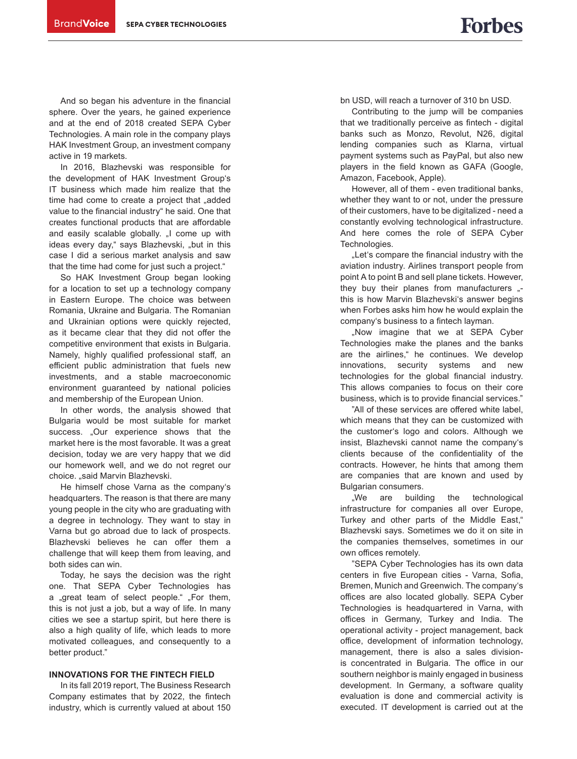And so began his adventure in the financial sphere. Over the years, he gained experience and at the end of 2018 created SEPA Cyber Technologies. A main role in the company plays HAK Investment Group, an investment company active in 19 markets.

In 2016, Blazhevski was responsible for the development of HAK Investment Group's IT business which made him realize that the time had come to create a project that „added value to the financial industry" he said. One that creates functional products that are affordable and easily scalable globally. „I come up with ideas every day," says Blazhevski, „but in this case I did a serious market analysis and saw that the time had come for just such a project."

So HAK Investment Group began looking for a location to set up a technology company in Eastern Europe. The choice was between Romania, Ukraine and Bulgaria. The Romanian and Ukrainian options were quickly rejected, as it became clear that they did not offer the competitive environment that exists in Bulgaria. Namely, highly qualified professional staff, an efficient public administration that fuels new investments, and a stable macroeconomic environment guaranteed by national policies and membership of the European Union.

In other words, the analysis showed that Bulgaria would be most suitable for market success. „Our experience shows that the market here is the most favorable. It was a great decision, today we are very happy that we did our homework well, and we do not regret our choice. „said Marvin Blazhevski.

He himself chose Varna as the company's headquarters. The reason is that there are many young people in the city who are graduating with a degree in technology. They want to stay in Varna but go abroad due to lack of prospects. Blazhevski believes he can offer them a challenge that will keep them from leaving, and both sides can win.

Today, he says the decision was the right one. That SEPA Cyber Technologies has a „great team of select people." „For them, this is not just a job, but a way of life. In many cities we see a startup spirit, but here there is also a high quality of life, which leads to more motivated colleagues, and consequently to a better product."

## INNOVATIONS FOR THE FINTECH FIELD

In its fall 2019 report, The Business Research Company estimates that by 2022, the fintech industry, which is currently valued at about 150 bn USD, will reach a turnover of 310 bn USD.

Contributing to the jump will be companies that we traditionally perceive as fintech - digital banks such as Monzo, Revolut, N26, digital lending companies such as Klarna, virtual payment systems such as PayPal, but also new players in the field known as GAFA (Google, Amazon, Facebook, Apple).

However, all of them - even traditional banks, whether they want to or not, under the pressure of their customers, have to be digitalized - need a constantly evolving technological infrastructure. And here comes the role of SEPA Cyber Technologies.

„Let's compare the financial industry with the aviation industry. Airlines transport people from point A to point B and sell plane tickets. However, they buy their planes from manufacturers „- this is how Marvin Blazhevski's answer begins when Forbes asks him how he would explain the company's business to a fintech layman.

„Now imagine that we at SEPA Cyber Technologies make the planes and the banks are the airlines," he continues. We develop innovations, security systems and new technologies for the global financial industry. This allows companies to focus on their core business, which is to provide financial services."

"All of these services are offered white label, which means that they can be customized with the customer's logo and colors. Although we insist, Blazhevski cannot name the company's clients because of the confidentiality of the contracts. However, he hints that among them are companies that are known and used by Bulgarian consumers.

„We are building the technological infrastructure for companies all over Europe, Turkey and other parts of the Middle East," Blazhevski says. Sometimes we do it on site in the companies themselves, sometimes in our own offices remotely.

"SEPA Cyber Technologies has its own data centers in five European cities - Varna, Sofia, Bremen, Munich and Greenwich. The company's offices are also located globally. SEPA Cyber Technologies is headquartered in Varna, with offices in Germany, Turkey and India. The operational activity - project management, back office, development of information technology, management, there is also a sales division- is concentrated in Bulgaria. The office in our southern neighbor is mainly engaged in business development. In Germany, a software quality evaluation is done and commercial activity is executed. IT development is carried out at the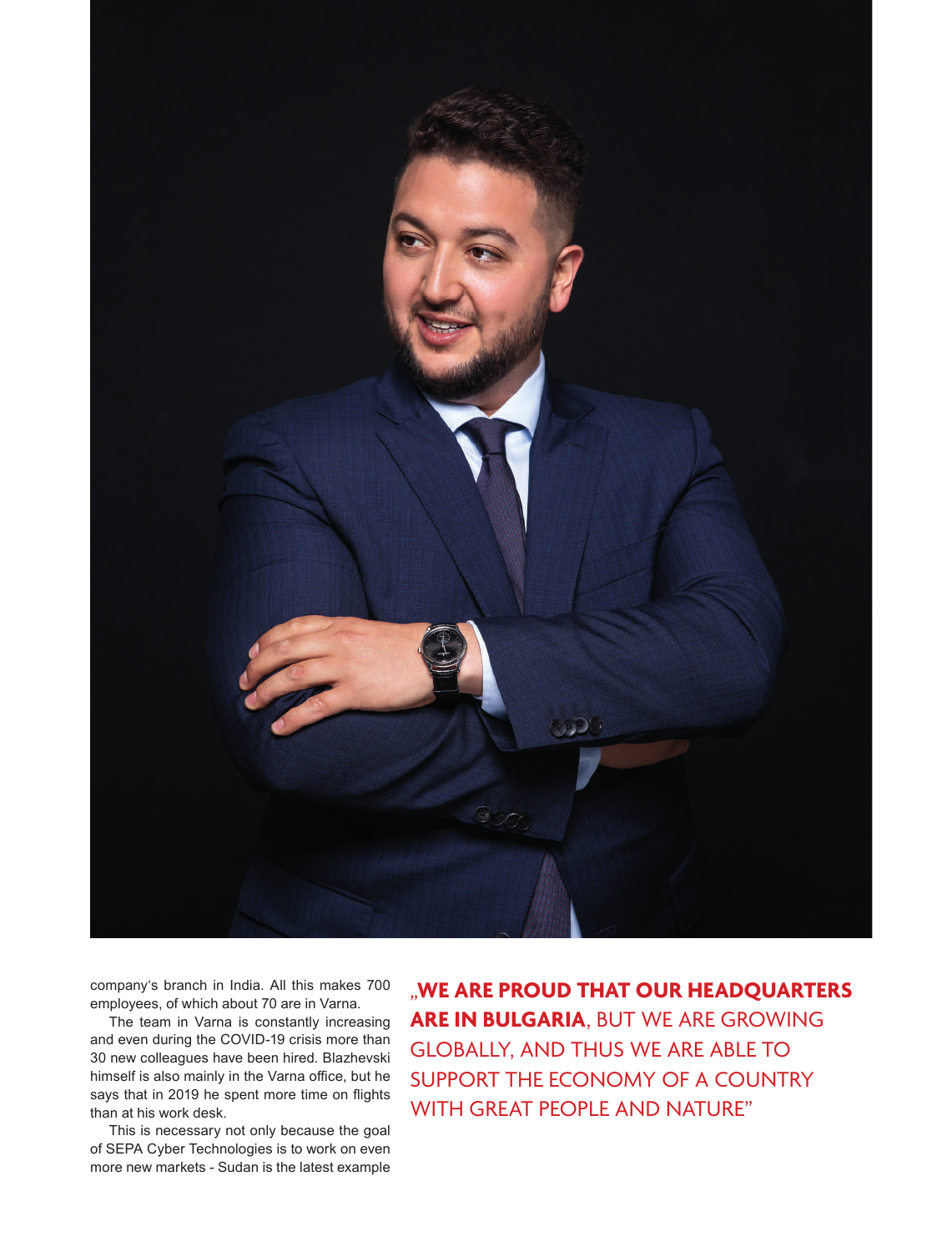company's branch in India. All this makes 700 employees, of which about 70 are in Varna.

The team in Varna is constantly increasing and even during the COVID-19 crisis more than 30 new colleagues have been hired. Blazhevski himself is also mainly in the Varna office, but he says that in 2019 he spent more time on flights than at his work desk.

This is necessary not only because the goal of SEPA Cyber Technologies is to work on even more new markets - Sudan is the latest example

„**WE ARE PROUD THAT OUR HEADQUARTERS ARE IN BULGARIA**, BUT WE ARE GROWING GLOBALLY, AND THUS WE ARE ABLE TO SUPPORT THE ECONOMY OF A COUNTRY WITH GREAT PEOPLE AND NATURE"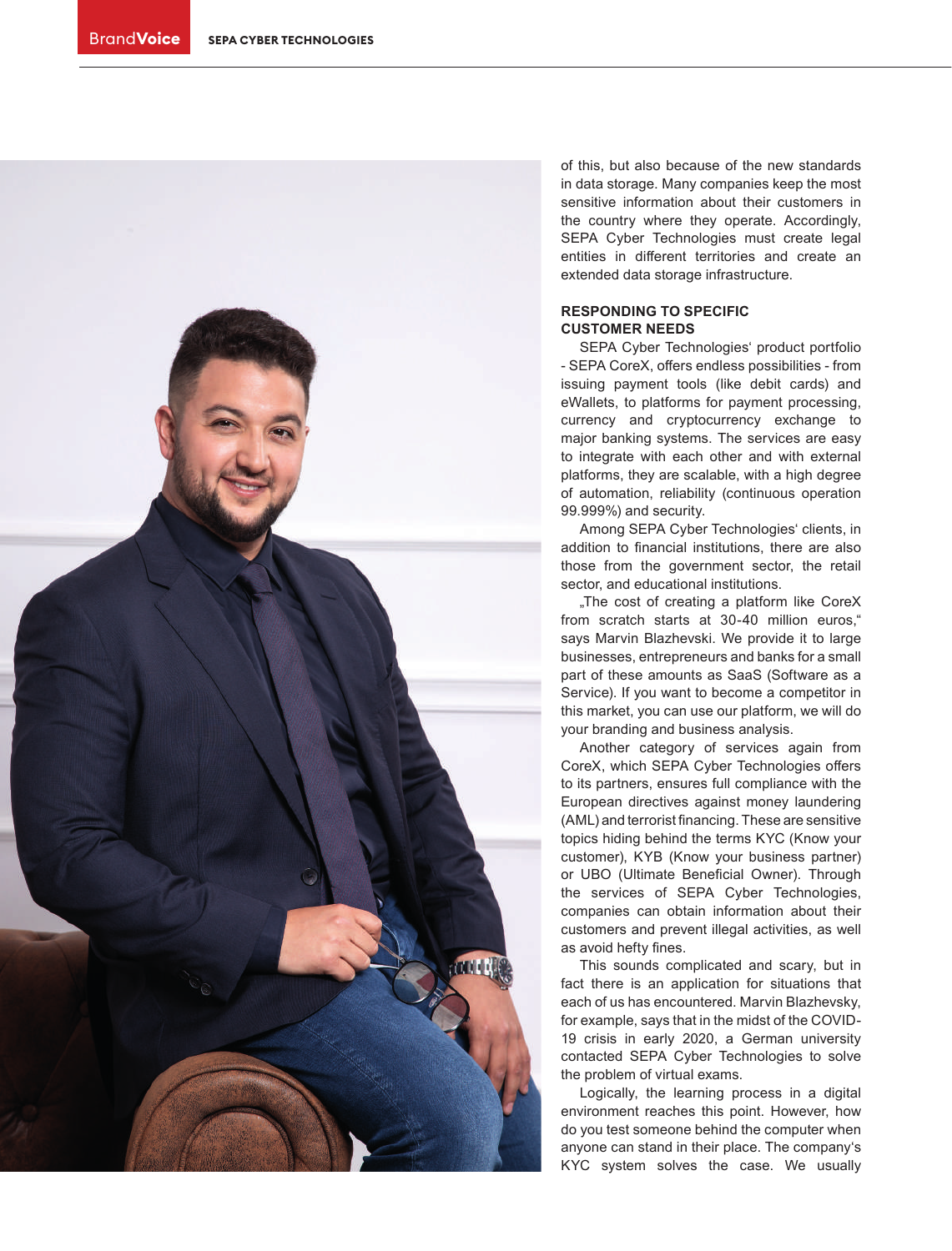of this, but also because of the new standards in data storage. Many companies keep the most sensitive information about their customers in the country where they operate. Accordingly, SEPA Cyber Technologies must create legal entities in different territories and create an extended data storage infrastructure.

## RESPONDING TO SPECIFIC CUSTOMER NEEDS

SEPA Cyber Technologies' product portfolio - SEPA CoreX, offers endless possibilities - from issuing payment tools (like debit cards) and eWallets, to platforms for payment processing, currency and cryptocurrency exchange to major banking systems. The services are easy to integrate with each other and with external platforms, they are scalable, with a high degree of automation, reliability (continuous operation 99.999%) and security.

Among SEPA Cyber Technologies' clients, in addition to financial institutions, there are also those from the government sector, the retail sector, and educational institutions.

„The cost of creating a platform like CoreX from scratch starts at 30-40 million euros," says Marvin Blazhevski. We provide it to large businesses, entrepreneurs and banks for a small part of these amounts as SaaS (Software as a Service). If you want to become a competitor in this market, you can use our platform, we will do your branding and business analysis.

Another category of services again from CoreX, which SEPA Cyber Technologies offers to its partners, ensures full compliance with the European directives against money laundering (AML) and terrorist financing. These are sensitive topics hiding behind the terms KYC (Know your customer), KYB (Know your business partner) or UBO (Ultimate Beneficial Owner). Through the services of SEPA Cyber Technologies, companies can obtain information about their customers and prevent illegal activities, as well as avoid hefty fines.

This sounds complicated and scary, but in fact there is an application for situations that each of us has encountered. Marvin Blazhevsky, for example, says that in the midst of the COVID-19 crisis in early 2020, a German university contacted SEPA Cyber Technologies to solve the problem of virtual exams.

Logically, the learning process in a digital environment reaches this point. However, how do you test someone behind the computer when anyone can stand in their place. The company's KYC system solves the case. We usually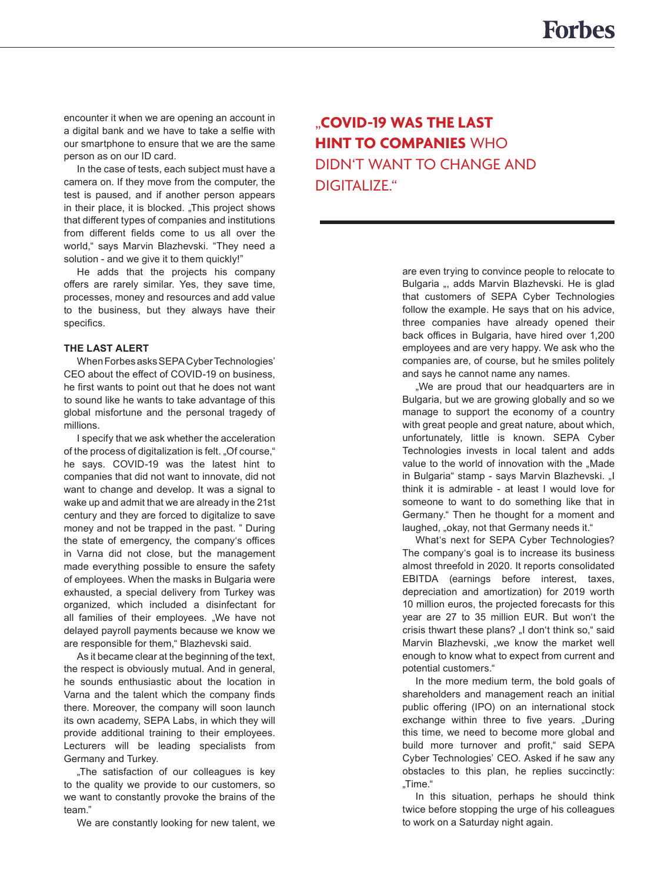encounter it when we are opening an account in a digital bank and we have to take a selfie with our smartphone to ensure that we are the same person as on our ID card.

In the case of tests, each subject must have a camera on. If they move from the computer, the test is paused, and if another person appears in their place, it is blocked. „This project shows that different types of companies and institutions from different fields come to us all over the world," says Marvin Blazhevski. "They need a solution - and we give it to them quickly!"

He adds that the projects his company offers are rarely similar. Yes, they save time, processes, money and resources and add value to the business, but they always have their specifics.

### THE LAST ALERT

When Forbes asks SEPA Cyber Technologies' CEO about the effect of COVID-19 on business, he first wants to point out that he does not want to sound like he wants to take advantage of this global misfortune and the personal tragedy of millions.

I specify that we ask whether the acceleration of the process of digitalization is felt. „Of course," he says. COVID-19 was the latest hint to companies that did not want to innovate, did not want to change and develop. It was a signal to wake up and admit that we are already in the 21st century and they are forced to digitalize to save money and not be trapped in the past. " During the state of emergency, the company's offices in Varna did not close, but the management made everything possible to ensure the safety of employees. When the masks in Bulgaria were exhausted, a special delivery from Turkey was organized, which included a disinfectant for all families of their employees. „We have not delayed payroll payments because we know we are responsible for them," Blazhevski said.

As it became clear at the beginning of the text, the respect is obviously mutual. And in general, he sounds enthusiastic about the location in Varna and the talent which the company finds there. Moreover, the company will soon launch its own academy, SEPA Labs, in which they will provide additional training to their employees. Lecturers will be leading specialists from Germany and Turkey.

„The satisfaction of our colleagues is key to the quality we provide to our customers, so we want to constantly provoke the brains of the team."

We are constantly looking for new talent, we are even trying to convince people to relocate to Bulgaria „, adds Marvin Blazhevski. He is glad that customers of SEPA Cyber Technologies follow the example. He says that on his advice, three companies have already opened their back offices in Bulgaria, have hired over 1,200 employees and are very happy. We ask who the companies are, of course, but he smiles politely and says he cannot name any names.

> „**COVID-19 WAS THE LAST HINT TO COMPANIES** WHO DIDN'T WANT TO CHANGE AND DIGITALIZE."

„We are proud that our headquarters are in Bulgaria, but we are growing globally and so we manage to support the economy of a country with great people and great nature, about which, unfortunately, little is known. SEPA Cyber Technologies invests in local talent and adds value to the world of innovation with the „Made in Bulgaria" stamp - says Marvin Blazhevski. „I think it is admirable - at least I would love for someone to want to do something like that in Germany." Then he thought for a moment and laughed, „okay, not that Germany needs it."

What's next for SEPA Cyber Technologies? The company's goal is to increase its business almost threefold in 2020. It reports consolidated EBITDA (earnings before interest, taxes, depreciation and amortization) for 2019 worth 10 million euros, the projected forecasts for this year are 27 to 35 million EUR. But won't the crisis thwart these plans? „I don't think so," said Marvin Blazhevski, „we know the market well enough to know what to expect from current and potential customers."

In the more medium term, the bold goals of shareholders and management reach an initial public offering (IPO) on an international stock exchange within three to five years. „During this time, we need to become more global and build more turnover and profit," said SEPA Cyber Technologies' CEO. Asked if he saw any obstacles to this plan, he replies succinctly: „Time."

In this situation, perhaps he should think twice before stopping the urge of his colleagues to work on a Saturday night again.